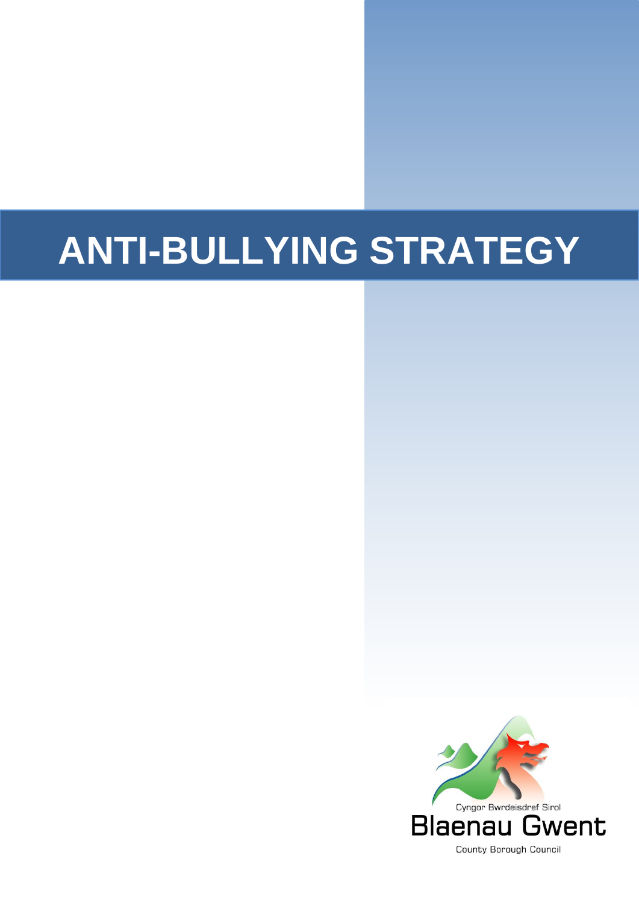# ANTI-BULLYING STRATEGY

Cyngor Bwrdeisdref Sirol

Blaenau Gwent

County Borough Council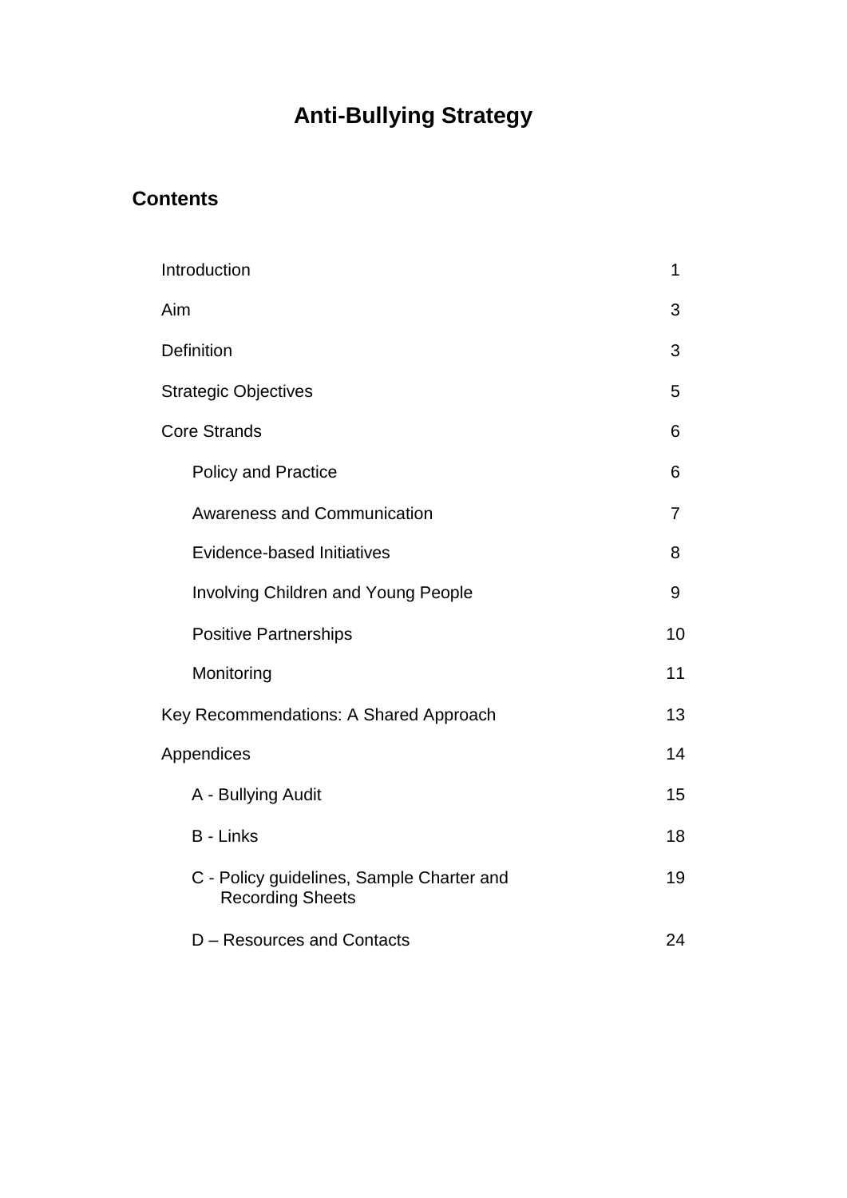# Anti-Bullying Strategy

## Contents

| | |
|---|---|
| Introduction | 1 |
| Aim | 3 |
| Definition | 3 |
| Strategic Objectives | 5 |
| Core Strands | 6 |
| &nbsp;&nbsp;&nbsp;&nbsp;Policy and Practice | 6 |
| &nbsp;&nbsp;&nbsp;&nbsp;Awareness and Communication | 7 |
| &nbsp;&nbsp;&nbsp;&nbsp;Evidence-based Initiatives | 8 |
| &nbsp;&nbsp;&nbsp;&nbsp;Involving Children and Young People | 9 |
| &nbsp;&nbsp;&nbsp;&nbsp;Positive Partnerships | 10 |
| &nbsp;&nbsp;&nbsp;&nbsp;Monitoring | 11 |
| Key Recommendations: A Shared Approach | 13 |
| Appendices | 14 |
| &nbsp;&nbsp;&nbsp;&nbsp;A - Bullying Audit | 15 |
| &nbsp;&nbsp;&nbsp;&nbsp;B - Links | 18 |
| &nbsp;&nbsp;&nbsp;&nbsp;C - Policy guidelines, Sample Charter and Recording Sheets | 19 |
| &nbsp;&nbsp;&nbsp;&nbsp;D – Resources and Contacts | 24 |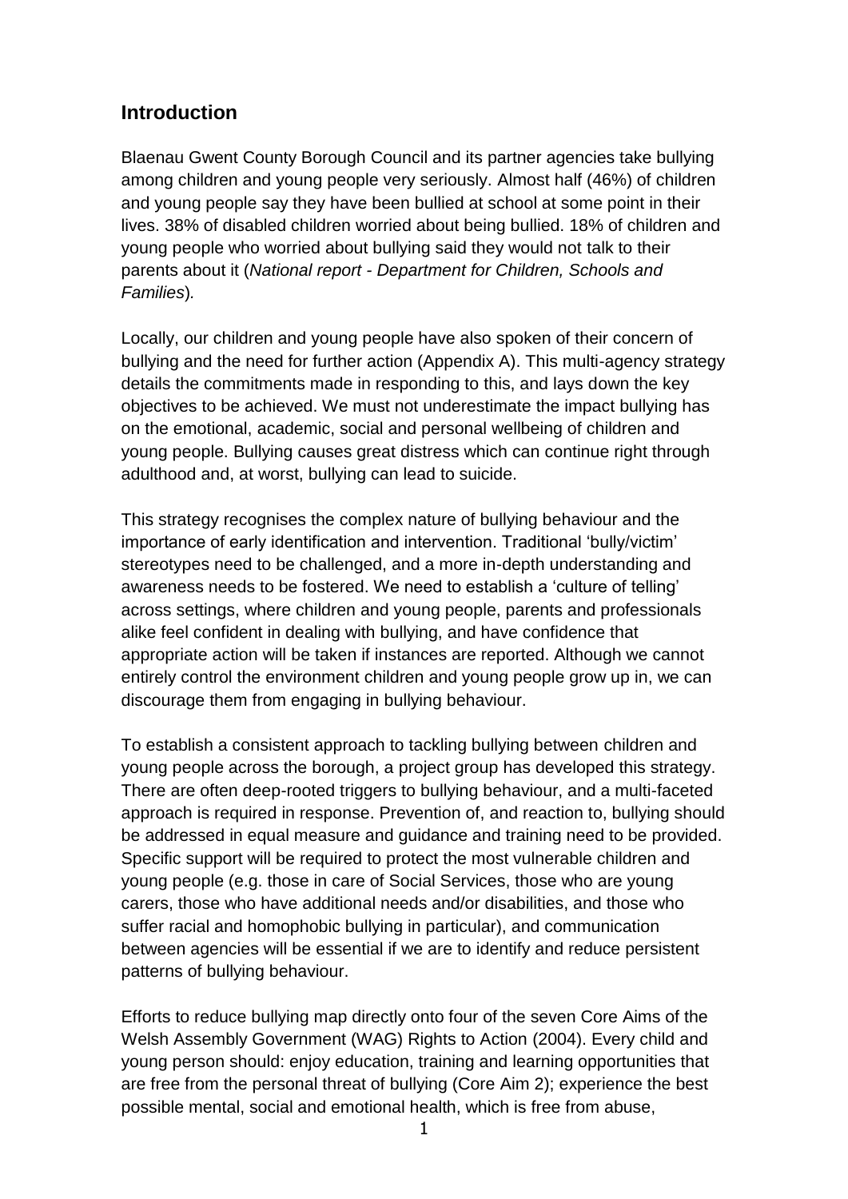## Introduction

Blaenau Gwent County Borough Council and its partner agencies take bullying among children and young people very seriously. Almost half (46%) of children and young people say they have been bullied at school at some point in their lives. 38% of disabled children worried about being bullied. 18% of children and young people who worried about bullying said they would not talk to their parents about it (*National report - Department for Children, Schools and Families*).

Locally, our children and young people have also spoken of their concern of bullying and the need for further action (Appendix A). This multi-agency strategy details the commitments made in responding to this, and lays down the key objectives to be achieved. We must not underestimate the impact bullying has on the emotional, academic, social and personal wellbeing of children and young people. Bullying causes great distress which can continue right through adulthood and, at worst, bullying can lead to suicide.

This strategy recognises the complex nature of bullying behaviour and the importance of early identification and intervention. Traditional 'bully/victim' stereotypes need to be challenged, and a more in-depth understanding and awareness needs to be fostered. We need to establish a 'culture of telling' across settings, where children and young people, parents and professionals alike feel confident in dealing with bullying, and have confidence that appropriate action will be taken if instances are reported. Although we cannot entirely control the environment children and young people grow up in, we can discourage them from engaging in bullying behaviour.

To establish a consistent approach to tackling bullying between children and young people across the borough, a project group has developed this strategy. There are often deep-rooted triggers to bullying behaviour, and a multi-faceted approach is required in response. Prevention of, and reaction to, bullying should be addressed in equal measure and guidance and training need to be provided. Specific support will be required to protect the most vulnerable children and young people (e.g. those in care of Social Services, those who are young carers, those who have additional needs and/or disabilities, and those who suffer racial and homophobic bullying in particular), and communication between agencies will be essential if we are to identify and reduce persistent patterns of bullying behaviour.

Efforts to reduce bullying map directly onto four of the seven Core Aims of the Welsh Assembly Government (WAG) Rights to Action (2004). Every child and young person should: enjoy education, training and learning opportunities that are free from the personal threat of bullying (Core Aim 2); experience the best possible mental, social and emotional health, which is free from abuse,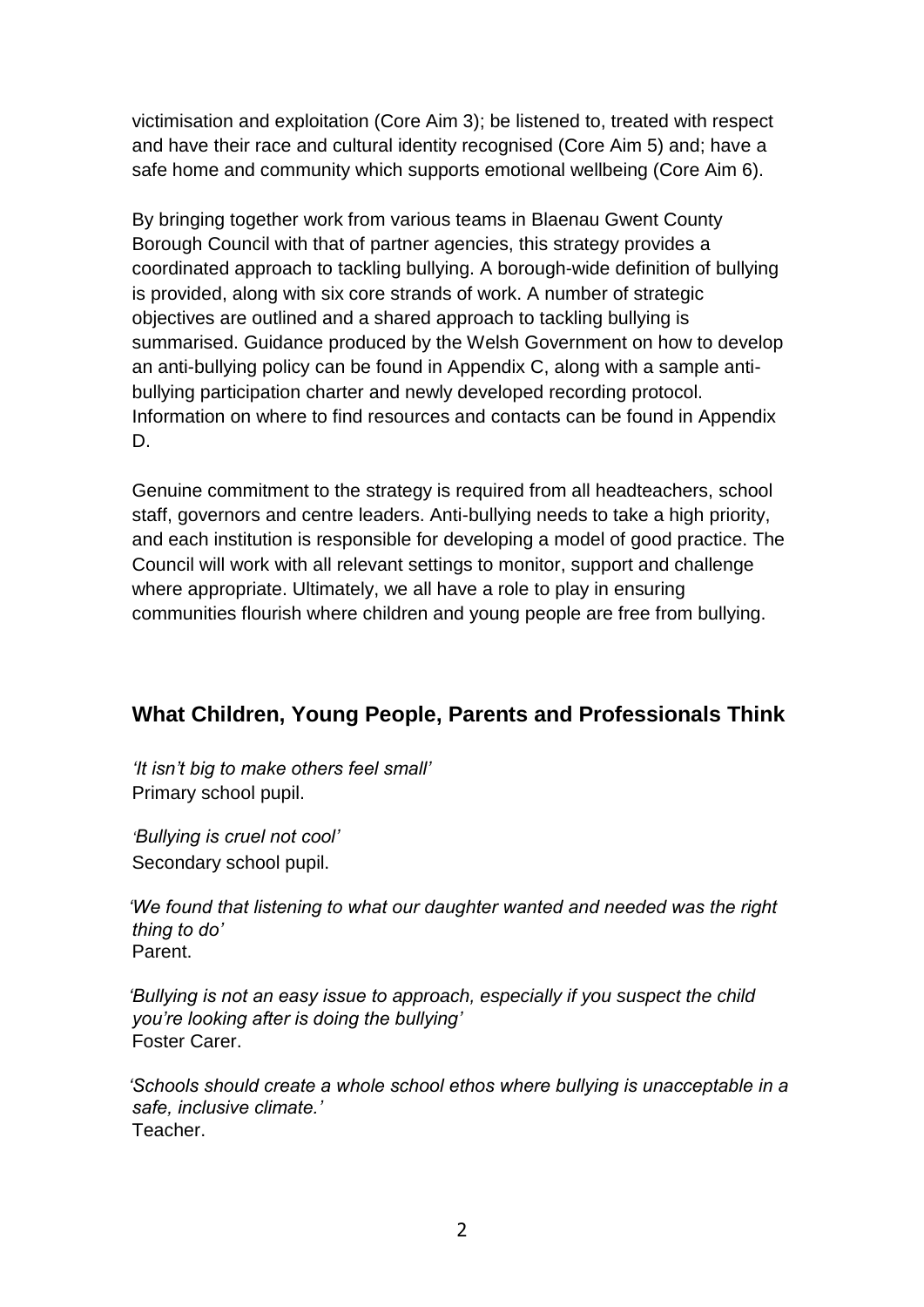victimisation and exploitation (Core Aim 3); be listened to, treated with respect and have their race and cultural identity recognised (Core Aim 5) and; have a safe home and community which supports emotional wellbeing (Core Aim 6).

By bringing together work from various teams in Blaenau Gwent County Borough Council with that of partner agencies, this strategy provides a coordinated approach to tackling bullying. A borough-wide definition of bullying is provided, along with six core strands of work. A number of strategic objectives are outlined and a shared approach to tackling bullying is summarised. Guidance produced by the Welsh Government on how to develop an anti-bullying policy can be found in Appendix C, along with a sample anti-bullying participation charter and newly developed recording protocol. Information on where to find resources and contacts can be found in Appendix D.

Genuine commitment to the strategy is required from all headteachers, school staff, governors and centre leaders. Anti-bullying needs to take a high priority, and each institution is responsible for developing a model of good practice. The Council will work with all relevant settings to monitor, support and challenge where appropriate. Ultimately, we all have a role to play in ensuring communities flourish where children and young people are free from bullying.

## What Children, Young People, Parents and Professionals Think

*'It isn't big to make others feel small'*
Primary school pupil.

*'Bullying is cruel not cool'*
Secondary school pupil.

*'We found that listening to what our daughter wanted and needed was the right thing to do'*
Parent.

*'Bullying is not an easy issue to approach, especially if you suspect the child you're looking after is doing the bullying'*
Foster Carer.

*'Schools should create a whole school ethos where bullying is unacceptable in a safe, inclusive climate.'*
Teacher.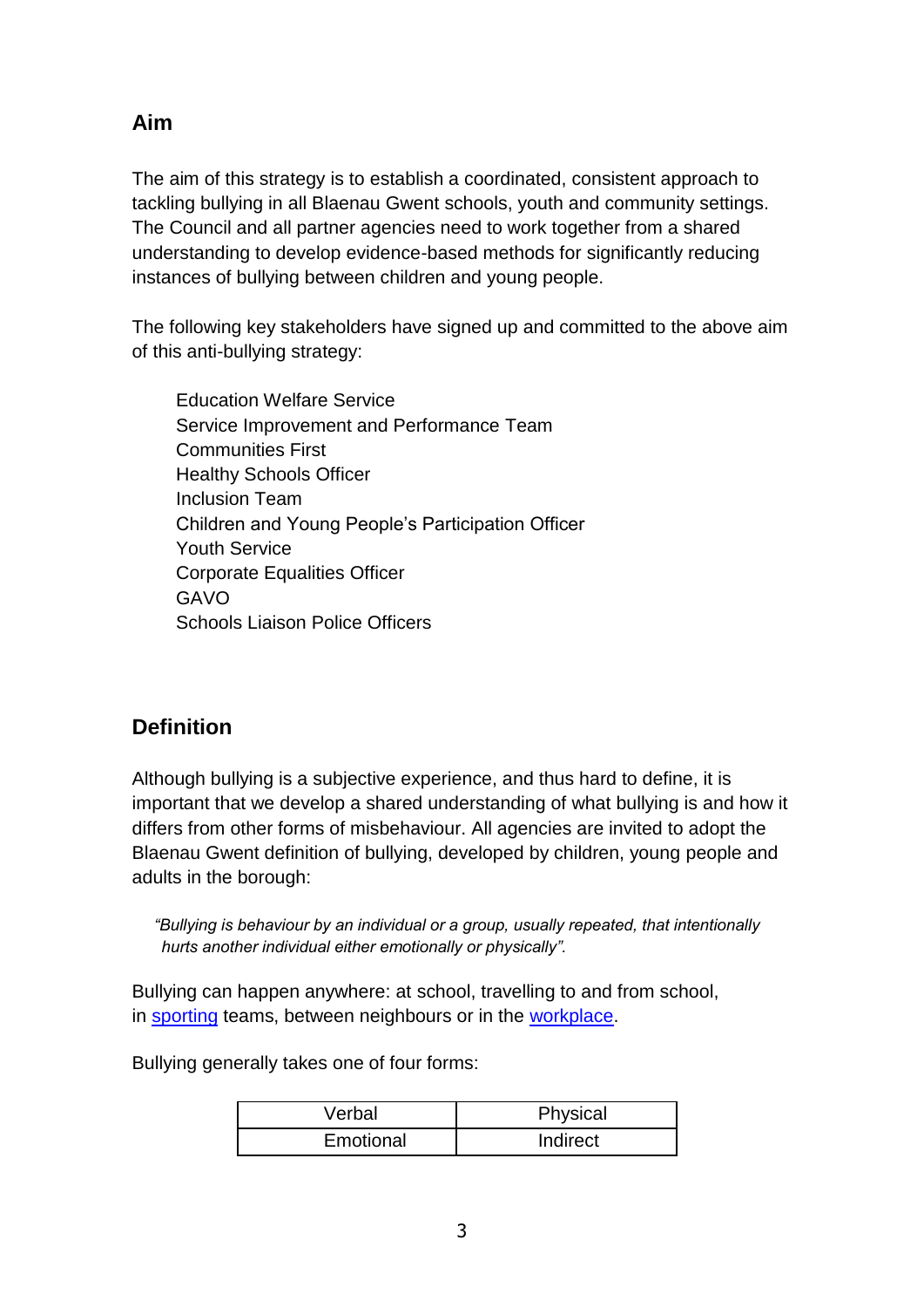## Aim

The aim of this strategy is to establish a coordinated, consistent approach to tackling bullying in all Blaenau Gwent schools, youth and community settings. The Council and all partner agencies need to work together from a shared understanding to develop evidence-based methods for significantly reducing instances of bullying between children and young people.

The following key stakeholders have signed up and committed to the above aim of this anti-bullying strategy:

Education Welfare Service
Service Improvement and Performance Team
Communities First
Healthy Schools Officer
Inclusion Team
Children and Young People's Participation Officer
Youth Service
Corporate Equalities Officer
GAVO
Schools Liaison Police Officers

## Definition

Although bullying is a subjective experience, and thus hard to define, it is important that we develop a shared understanding of what bullying is and how it differs from other forms of misbehaviour. All agencies are invited to adopt the Blaenau Gwent definition of bullying, developed by children, young people and adults in the borough:

> *"Bullying is behaviour by an individual or a group, usually repeated, that intentionally hurts another individual either emotionally or physically".*

Bullying can happen anywhere: at school, travelling to and from school, in sporting teams, between neighbours or in the workplace.

Bullying generally takes one of four forms:

| Verbal | Physical |
|---|---|
| Emotional | Indirect |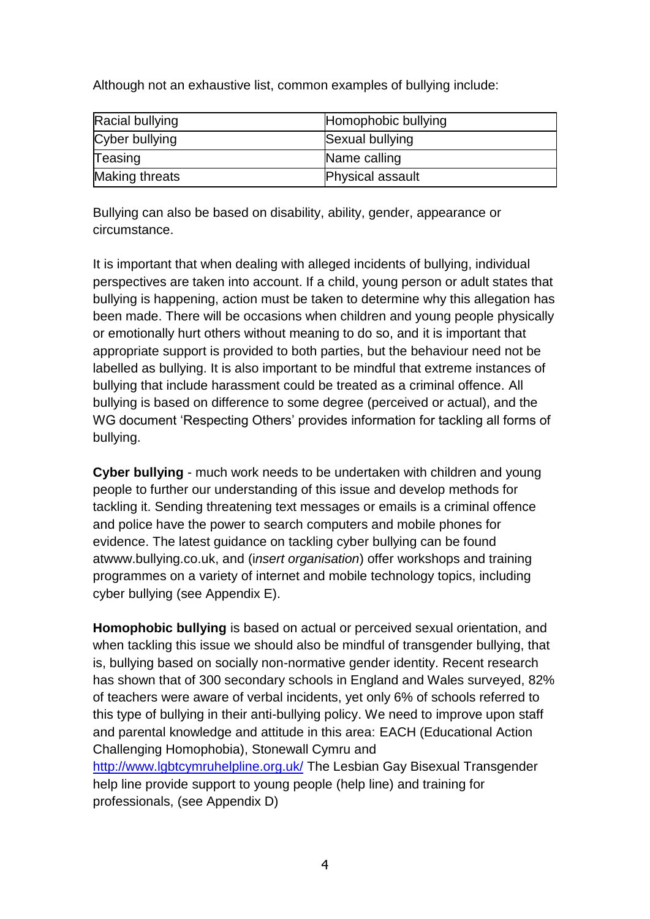Although not an exhaustive list, common examples of bullying include:

| Racial bullying | Homophobic bullying |
|---|---|
| Cyber bullying | Sexual bullying |
| Teasing | Name calling |
| Making threats | Physical assault |

Bullying can also be based on disability, ability, gender, appearance or circumstance.

It is important that when dealing with alleged incidents of bullying, individual perspectives are taken into account. If a child, young person or adult states that bullying is happening, action must be taken to determine why this allegation has been made. There will be occasions when children and young people physically or emotionally hurt others without meaning to do so, and it is important that appropriate support is provided to both parties, but the behaviour need not be labelled as bullying. It is also important to be mindful that extreme instances of bullying that include harassment could be treated as a criminal offence. All bullying is based on difference to some degree (perceived or actual), and the WG document 'Respecting Others' provides information for tackling all forms of bullying.

**Cyber bullying** - much work needs to be undertaken with children and young people to further our understanding of this issue and develop methods for tackling it. Sending threatening text messages or emails is a criminal offence and police have the power to search computers and mobile phones for evidence. The latest guidance on tackling cyber bullying can be found atwww.bullying.co.uk, and (i*nsert organisation*) offer workshops and training programmes on a variety of internet and mobile technology topics, including cyber bullying (see Appendix E).

**Homophobic bullying** is based on actual or perceived sexual orientation, and when tackling this issue we should also be mindful of transgender bullying, that is, bullying based on socially non-normative gender identity. Recent research has shown that of 300 secondary schools in England and Wales surveyed, 82% of teachers were aware of verbal incidents, yet only 6% of schools referred to this type of bullying in their anti-bullying policy. We need to improve upon staff and parental knowledge and attitude in this area: EACH (Educational Action Challenging Homophobia), Stonewall Cymru and http://www.lgbtcymruhelpline.org.uk/ The Lesbian Gay Bisexual Transgender help line provide support to young people (help line) and training for professionals, (see Appendix D)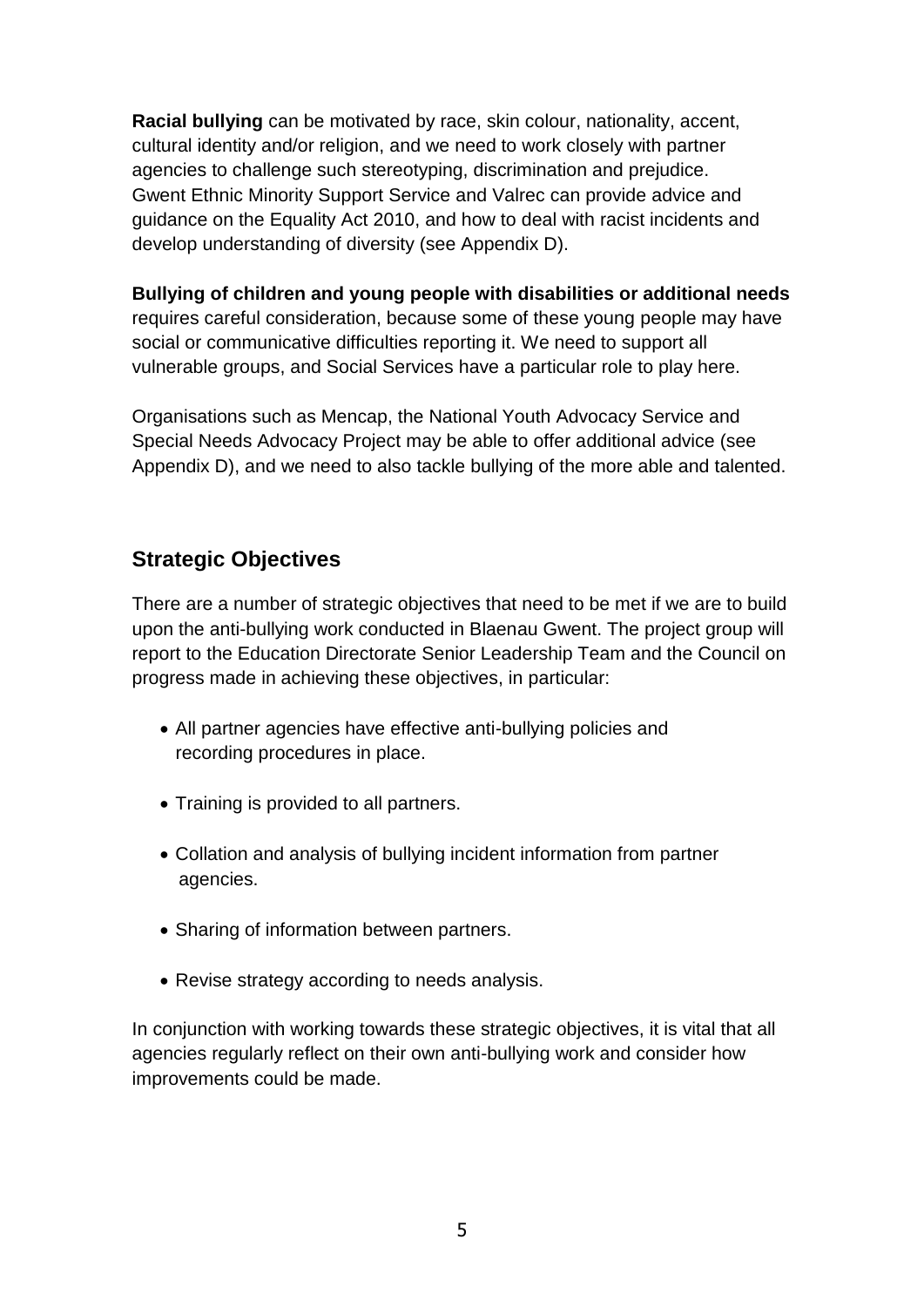**Racial bullying** can be motivated by race, skin colour, nationality, accent, cultural identity and/or religion, and we need to work closely with partner agencies to challenge such stereotyping, discrimination and prejudice. Gwent Ethnic Minority Support Service and Valrec can provide advice and guidance on the Equality Act 2010, and how to deal with racist incidents and develop understanding of diversity (see Appendix D).

**Bullying of children and young people with disabilities or additional needs** requires careful consideration, because some of these young people may have social or communicative difficulties reporting it. We need to support all vulnerable groups, and Social Services have a particular role to play here.

Organisations such as Mencap, the National Youth Advocacy Service and Special Needs Advocacy Project may be able to offer additional advice (see Appendix D), and we need to also tackle bullying of the more able and talented.

## Strategic Objectives

There are a number of strategic objectives that need to be met if we are to build upon the anti-bullying work conducted in Blaenau Gwent. The project group will report to the Education Directorate Senior Leadership Team and the Council on progress made in achieving these objectives, in particular:

- All partner agencies have effective anti-bullying policies and recording procedures in place.
- Training is provided to all partners.
- Collation and analysis of bullying incident information from partner agencies.
- Sharing of information between partners.
- Revise strategy according to needs analysis.

In conjunction with working towards these strategic objectives, it is vital that all agencies regularly reflect on their own anti-bullying work and consider how improvements could be made.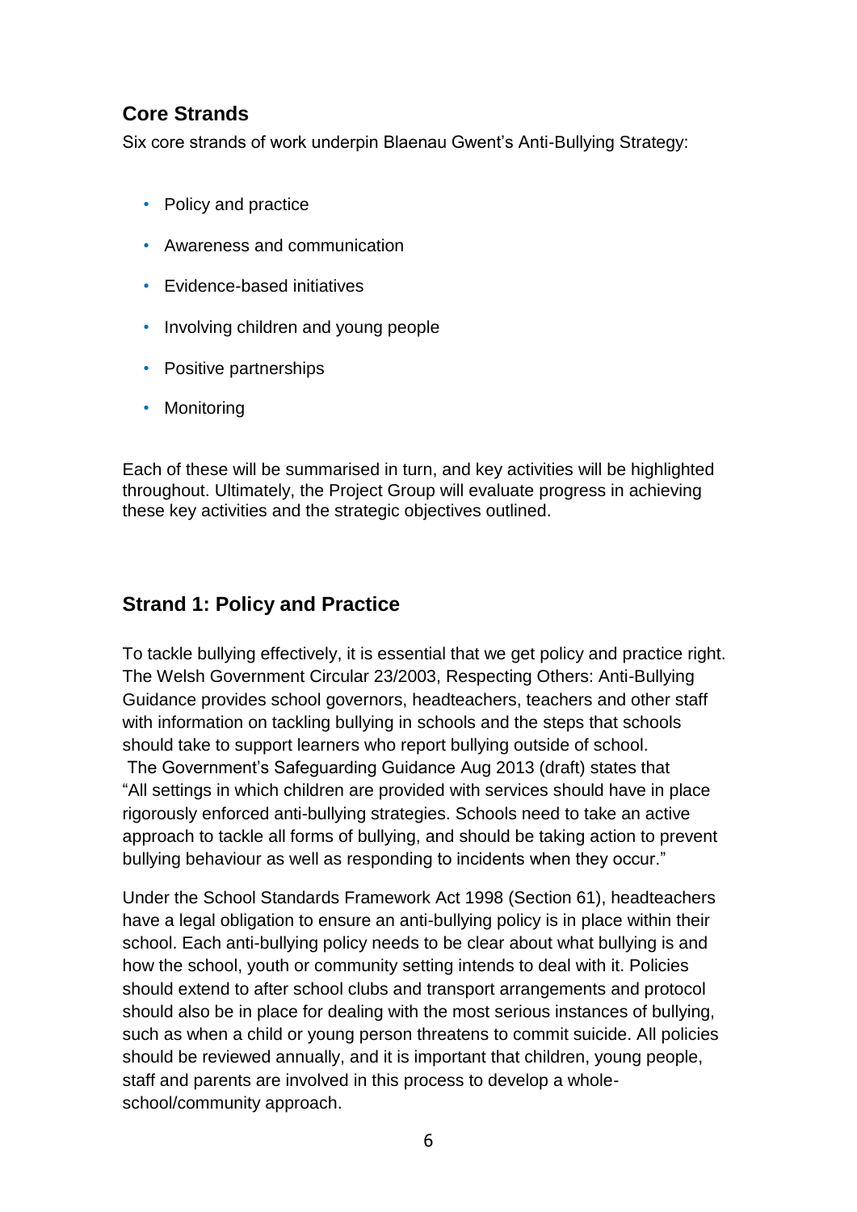## Core Strands

Six core strands of work underpin Blaenau Gwent's Anti-Bullying Strategy:

- Policy and practice
- Awareness and communication
- Evidence-based initiatives
- Involving children and young people
- Positive partnerships
- Monitoring

Each of these will be summarised in turn, and key activities will be highlighted throughout. Ultimately, the Project Group will evaluate progress in achieving these key activities and the strategic objectives outlined.

## Strand 1: Policy and Practice

To tackle bullying effectively, it is essential that we get policy and practice right. The Welsh Government Circular 23/2003, Respecting Others: Anti-Bullying Guidance provides school governors, headteachers, teachers and other staff with information on tackling bullying in schools and the steps that schools should take to support learners who report bullying outside of school. The Government's Safeguarding Guidance Aug 2013 (draft) states that "All settings in which children are provided with services should have in place rigorously enforced anti-bullying strategies. Schools need to take an active approach to tackle all forms of bullying, and should be taking action to prevent bullying behaviour as well as responding to incidents when they occur."

Under the School Standards Framework Act 1998 (Section 61), headteachers have a legal obligation to ensure an anti-bullying policy is in place within their school. Each anti-bullying policy needs to be clear about what bullying is and how the school, youth or community setting intends to deal with it. Policies should extend to after school clubs and transport arrangements and protocol should also be in place for dealing with the most serious instances of bullying, such as when a child or young person threatens to commit suicide. All policies should be reviewed annually, and it is important that children, young people, staff and parents are involved in this process to develop a whole-school/community approach.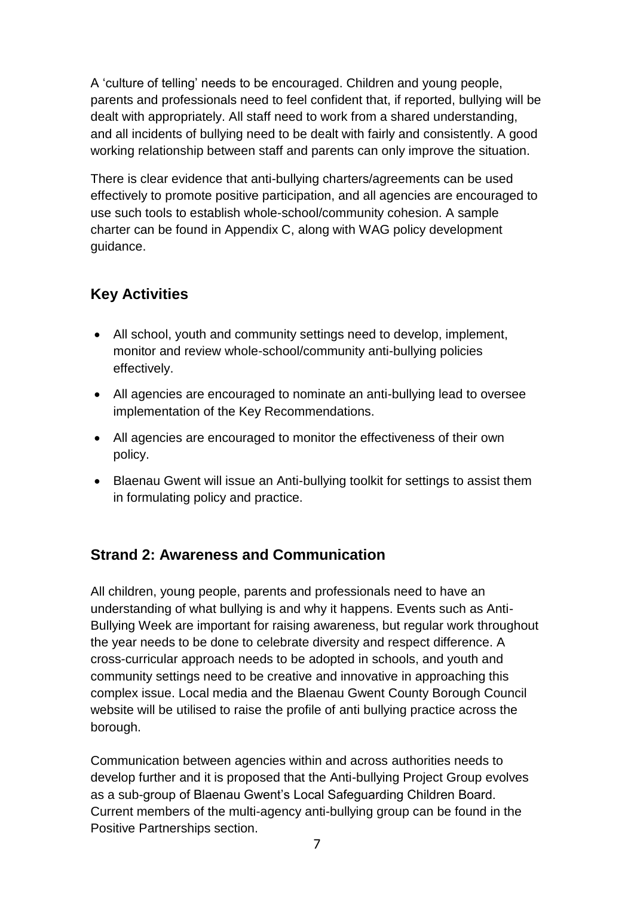A 'culture of telling' needs to be encouraged. Children and young people, parents and professionals need to feel confident that, if reported, bullying will be dealt with appropriately. All staff need to work from a shared understanding, and all incidents of bullying need to be dealt with fairly and consistently. A good working relationship between staff and parents can only improve the situation.

There is clear evidence that anti-bullying charters/agreements can be used effectively to promote positive participation, and all agencies are encouraged to use such tools to establish whole-school/community cohesion. A sample charter can be found in Appendix C, along with WAG policy development guidance.

## Key Activities

- All school, youth and community settings need to develop, implement, monitor and review whole-school/community anti-bullying policies effectively.
- All agencies are encouraged to nominate an anti-bullying lead to oversee implementation of the Key Recommendations.
- All agencies are encouraged to monitor the effectiveness of their own policy.
- Blaenau Gwent will issue an Anti-bullying toolkit for settings to assist them in formulating policy and practice.

## Strand 2: Awareness and Communication

All children, young people, parents and professionals need to have an understanding of what bullying is and why it happens. Events such as Anti-Bullying Week are important for raising awareness, but regular work throughout the year needs to be done to celebrate diversity and respect difference. A cross-curricular approach needs to be adopted in schools, and youth and community settings need to be creative and innovative in approaching this complex issue. Local media and the Blaenau Gwent County Borough Council website will be utilised to raise the profile of anti bullying practice across the borough.

Communication between agencies within and across authorities needs to develop further and it is proposed that the Anti-bullying Project Group evolves as a sub-group of Blaenau Gwent's Local Safeguarding Children Board. Current members of the multi-agency anti-bullying group can be found in the Positive Partnerships section.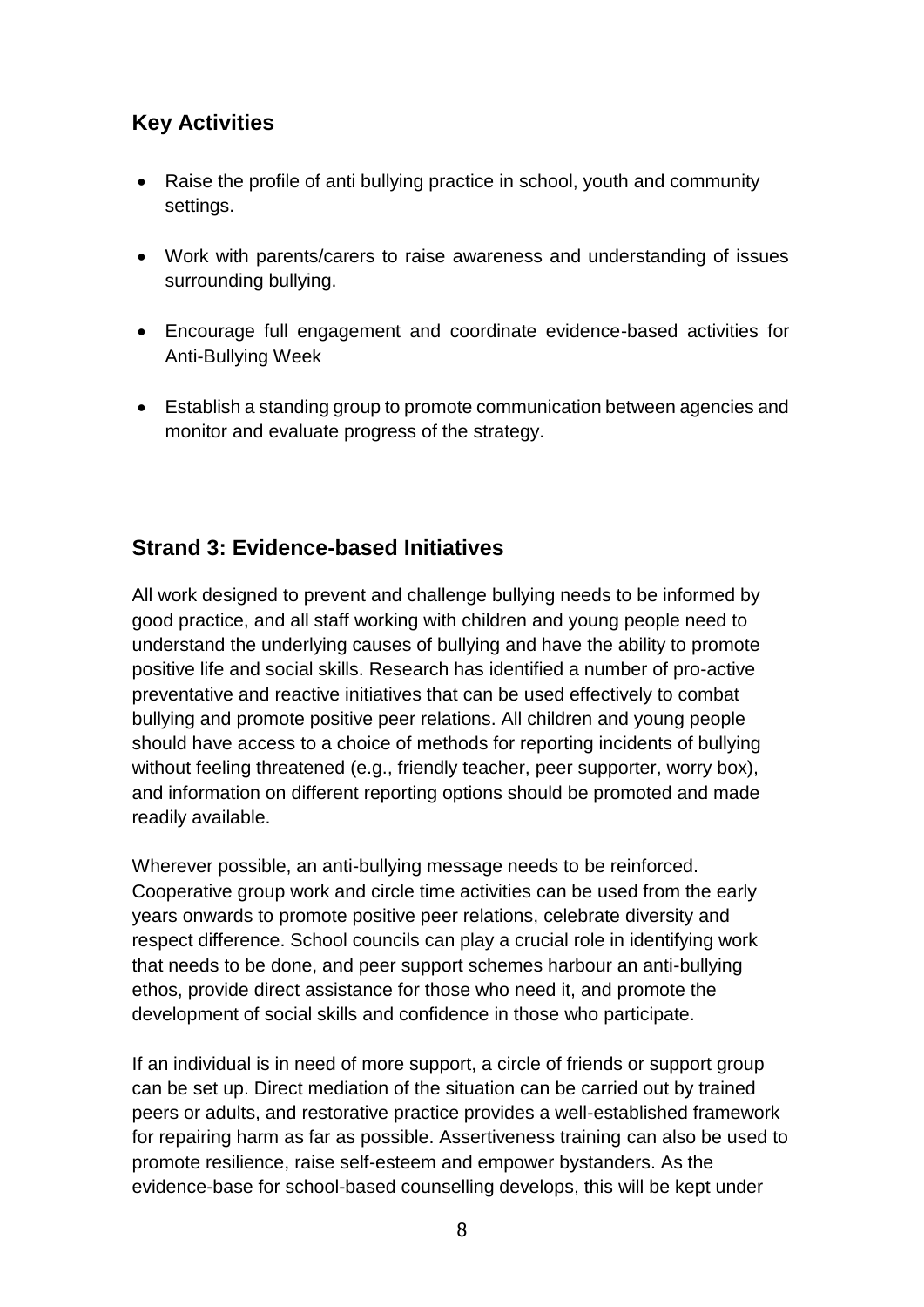## Key Activities

- Raise the profile of anti bullying practice in school, youth and community settings.
- Work with parents/carers to raise awareness and understanding of issues surrounding bullying.
- Encourage full engagement and coordinate evidence-based activities for Anti-Bullying Week
- Establish a standing group to promote communication between agencies and monitor and evaluate progress of the strategy.

## Strand 3: Evidence-based Initiatives

All work designed to prevent and challenge bullying needs to be informed by good practice, and all staff working with children and young people need to understand the underlying causes of bullying and have the ability to promote positive life and social skills. Research has identified a number of pro-active preventative and reactive initiatives that can be used effectively to combat bullying and promote positive peer relations. All children and young people should have access to a choice of methods for reporting incidents of bullying without feeling threatened (e.g., friendly teacher, peer supporter, worry box), and information on different reporting options should be promoted and made readily available.

Wherever possible, an anti-bullying message needs to be reinforced. Cooperative group work and circle time activities can be used from the early years onwards to promote positive peer relations, celebrate diversity and respect difference. School councils can play a crucial role in identifying work that needs to be done, and peer support schemes harbour an anti-bullying ethos, provide direct assistance for those who need it, and promote the development of social skills and confidence in those who participate.

If an individual is in need of more support, a circle of friends or support group can be set up. Direct mediation of the situation can be carried out by trained peers or adults, and restorative practice provides a well-established framework for repairing harm as far as possible. Assertiveness training can also be used to promote resilience, raise self-esteem and empower bystanders. As the evidence-base for school-based counselling develops, this will be kept under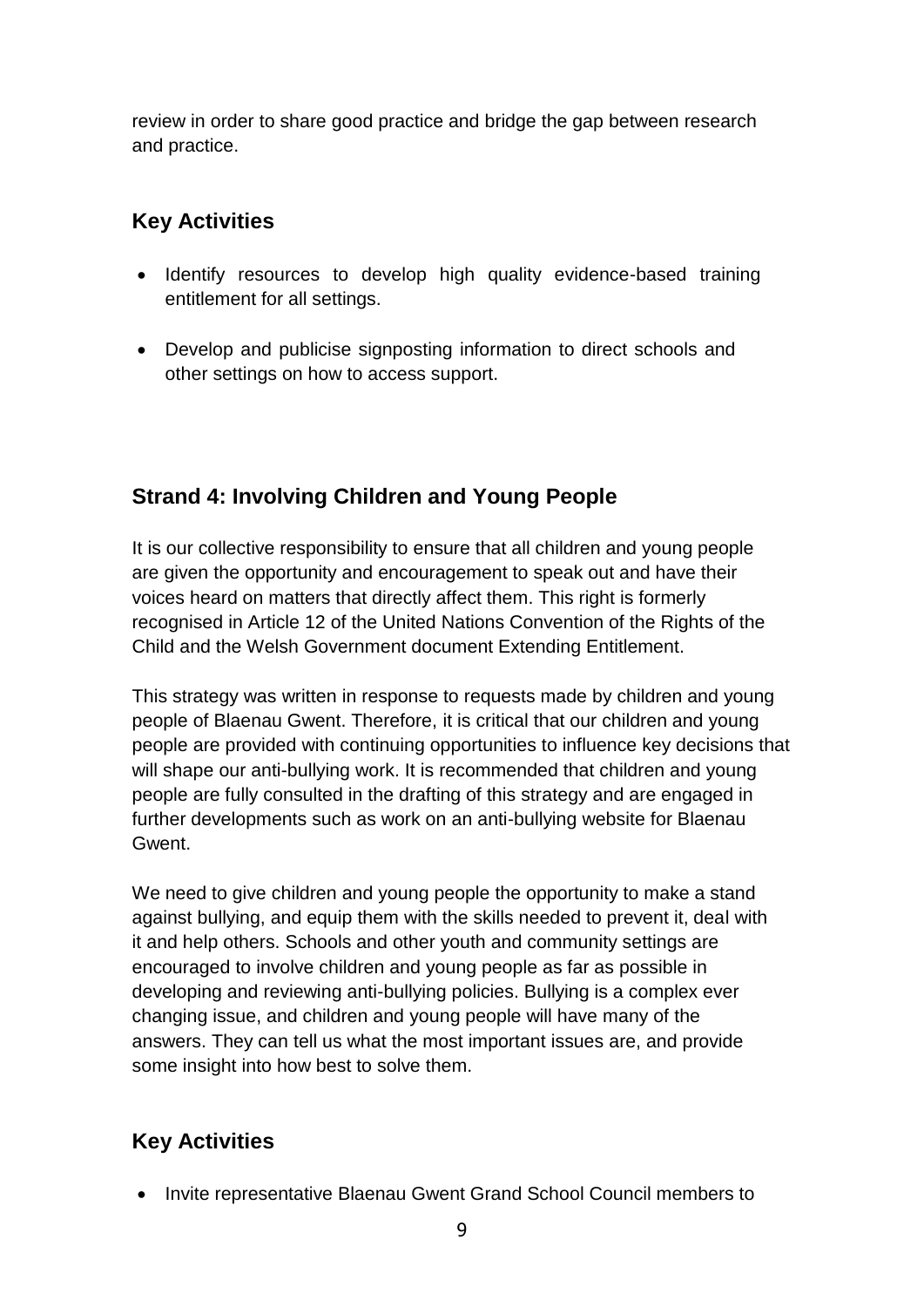review in order to share good practice and bridge the gap between research and practice.

## Key Activities

- Identify resources to develop high quality evidence-based training entitlement for all settings.

- Develop and publicise signposting information to direct schools and other settings on how to access support.

## Strand 4: Involving Children and Young People

It is our collective responsibility to ensure that all children and young people are given the opportunity and encouragement to speak out and have their voices heard on matters that directly affect them. This right is formerly recognised in Article 12 of the United Nations Convention of the Rights of the Child and the Welsh Government document Extending Entitlement.

This strategy was written in response to requests made by children and young people of Blaenau Gwent. Therefore, it is critical that our children and young people are provided with continuing opportunities to influence key decisions that will shape our anti-bullying work. It is recommended that children and young people are fully consulted in the drafting of this strategy and are engaged in further developments such as work on an anti-bullying website for Blaenau Gwent.

We need to give children and young people the opportunity to make a stand against bullying, and equip them with the skills needed to prevent it, deal with it and help others. Schools and other youth and community settings are encouraged to involve children and young people as far as possible in developing and reviewing anti-bullying policies. Bullying is a complex ever changing issue, and children and young people will have many of the answers. They can tell us what the most important issues are, and provide some insight into how best to solve them.

## Key Activities

- Invite representative Blaenau Gwent Grand School Council members to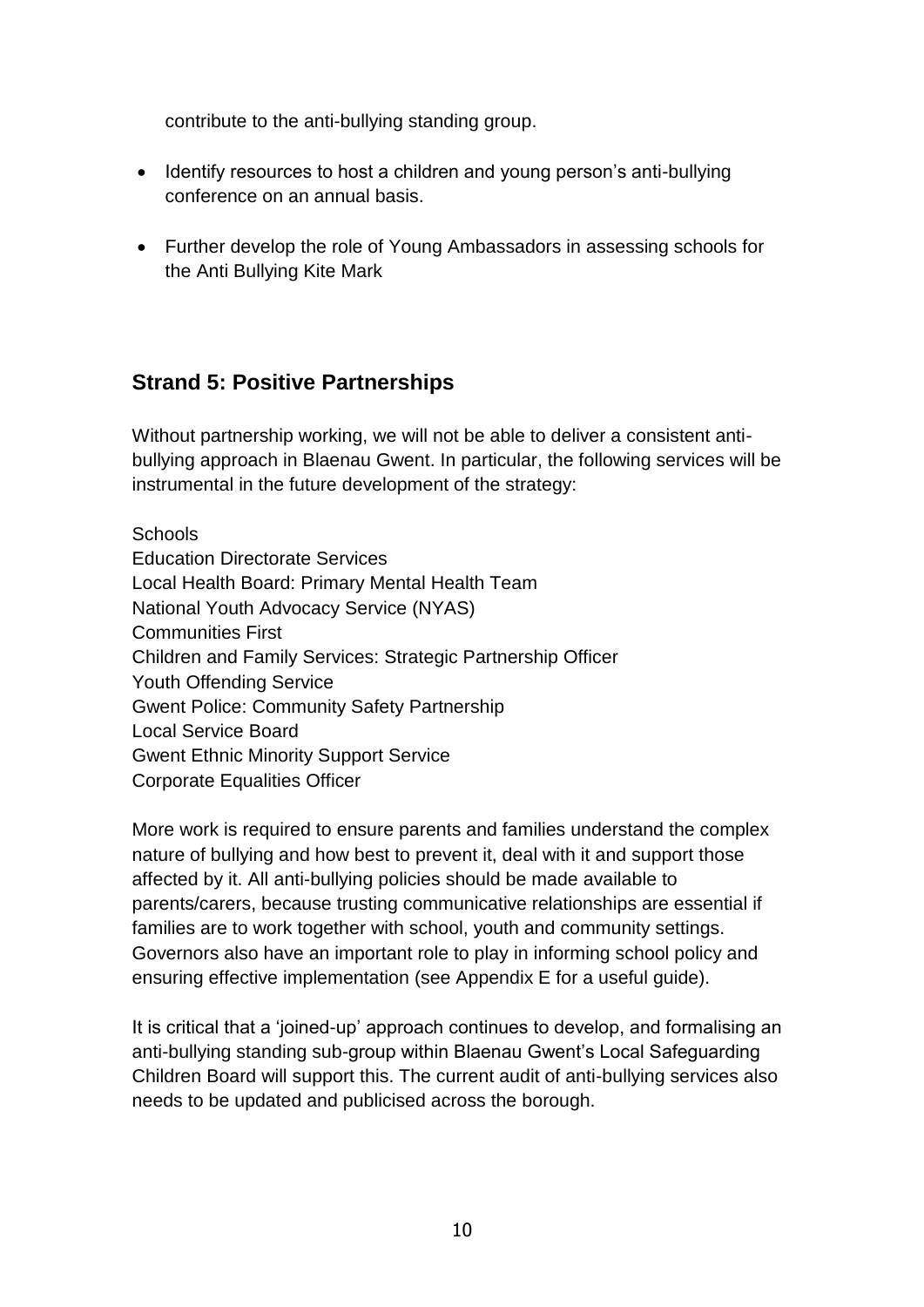contribute to the anti-bullying standing group.

- Identify resources to host a children and young person's anti-bullying conference on an annual basis.
- Further develop the role of Young Ambassadors in assessing schools for the Anti Bullying Kite Mark

## Strand 5: Positive Partnerships

Without partnership working, we will not be able to deliver a consistent anti-bullying approach in Blaenau Gwent. In particular, the following services will be instrumental in the future development of the strategy:

Schools
Education Directorate Services
Local Health Board: Primary Mental Health Team
National Youth Advocacy Service (NYAS)
Communities First
Children and Family Services: Strategic Partnership Officer
Youth Offending Service
Gwent Police: Community Safety Partnership
Local Service Board
Gwent Ethnic Minority Support Service
Corporate Equalities Officer

More work is required to ensure parents and families understand the complex nature of bullying and how best to prevent it, deal with it and support those affected by it. All anti-bullying policies should be made available to parents/carers, because trusting communicative relationships are essential if families are to work together with school, youth and community settings. Governors also have an important role to play in informing school policy and ensuring effective implementation (see Appendix E for a useful guide).

It is critical that a 'joined-up' approach continues to develop, and formalising an anti-bullying standing sub-group within Blaenau Gwent's Local Safeguarding Children Board will support this. The current audit of anti-bullying services also needs to be updated and publicised across the borough.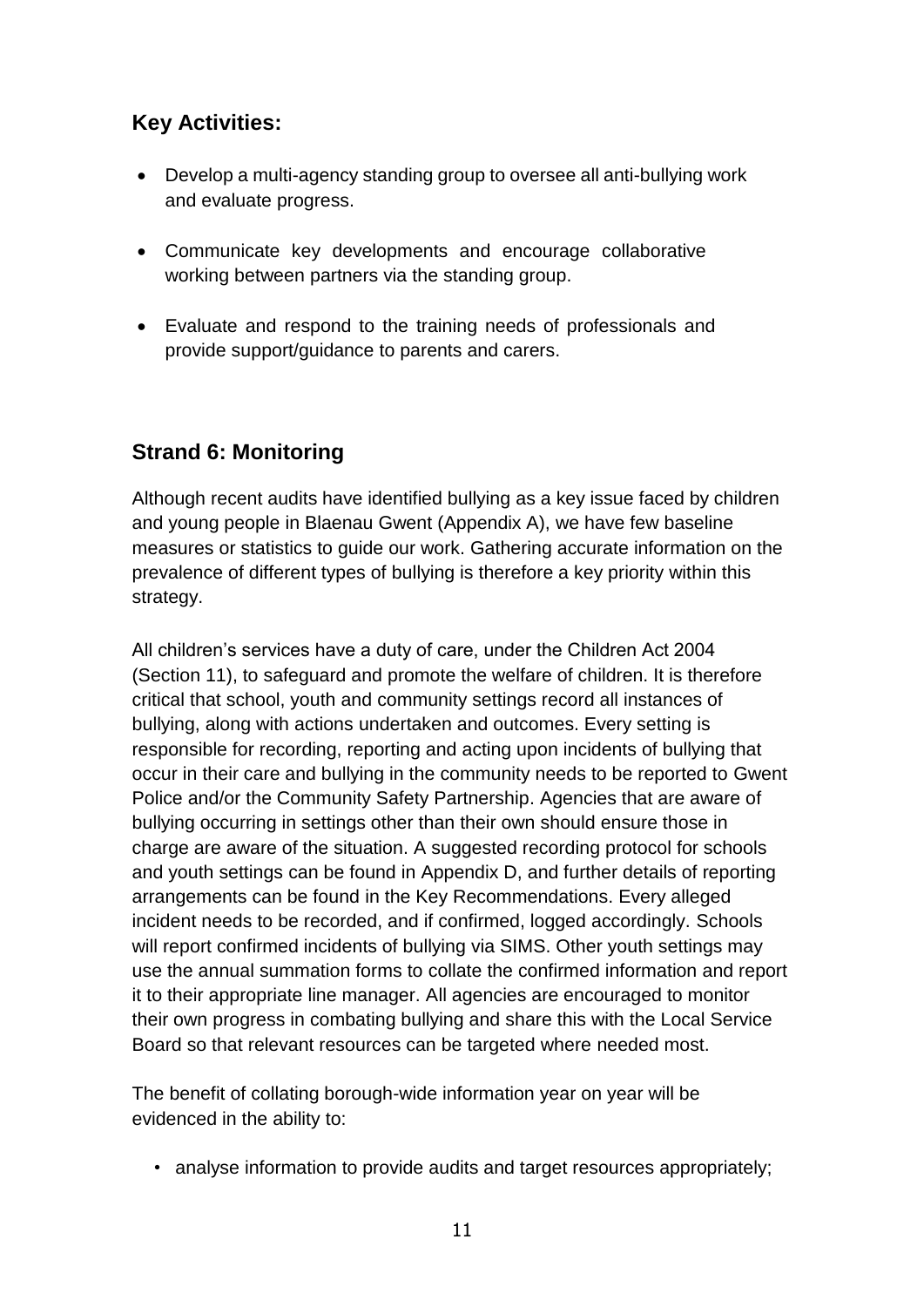## Key Activities:

- Develop a multi-agency standing group to oversee all anti-bullying work and evaluate progress.
- Communicate key developments and encourage collaborative working between partners via the standing group.
- Evaluate and respond to the training needs of professionals and provide support/guidance to parents and carers.

## Strand 6: Monitoring

Although recent audits have identified bullying as a key issue faced by children and young people in Blaenau Gwent (Appendix A), we have few baseline measures or statistics to guide our work. Gathering accurate information on the prevalence of different types of bullying is therefore a key priority within this strategy.

All children's services have a duty of care, under the Children Act 2004 (Section 11), to safeguard and promote the welfare of children. It is therefore critical that school, youth and community settings record all instances of bullying, along with actions undertaken and outcomes. Every setting is responsible for recording, reporting and acting upon incidents of bullying that occur in their care and bullying in the community needs to be reported to Gwent Police and/or the Community Safety Partnership. Agencies that are aware of bullying occurring in settings other than their own should ensure those in charge are aware of the situation. A suggested recording protocol for schools and youth settings can be found in Appendix D, and further details of reporting arrangements can be found in the Key Recommendations. Every alleged incident needs to be recorded, and if confirmed, logged accordingly. Schools will report confirmed incidents of bullying via SIMS. Other youth settings may use the annual summation forms to collate the confirmed information and report it to their appropriate line manager. All agencies are encouraged to monitor their own progress in combating bullying and share this with the Local Service Board so that relevant resources can be targeted where needed most.

The benefit of collating borough-wide information year on year will be evidenced in the ability to:

- analyse information to provide audits and target resources appropriately;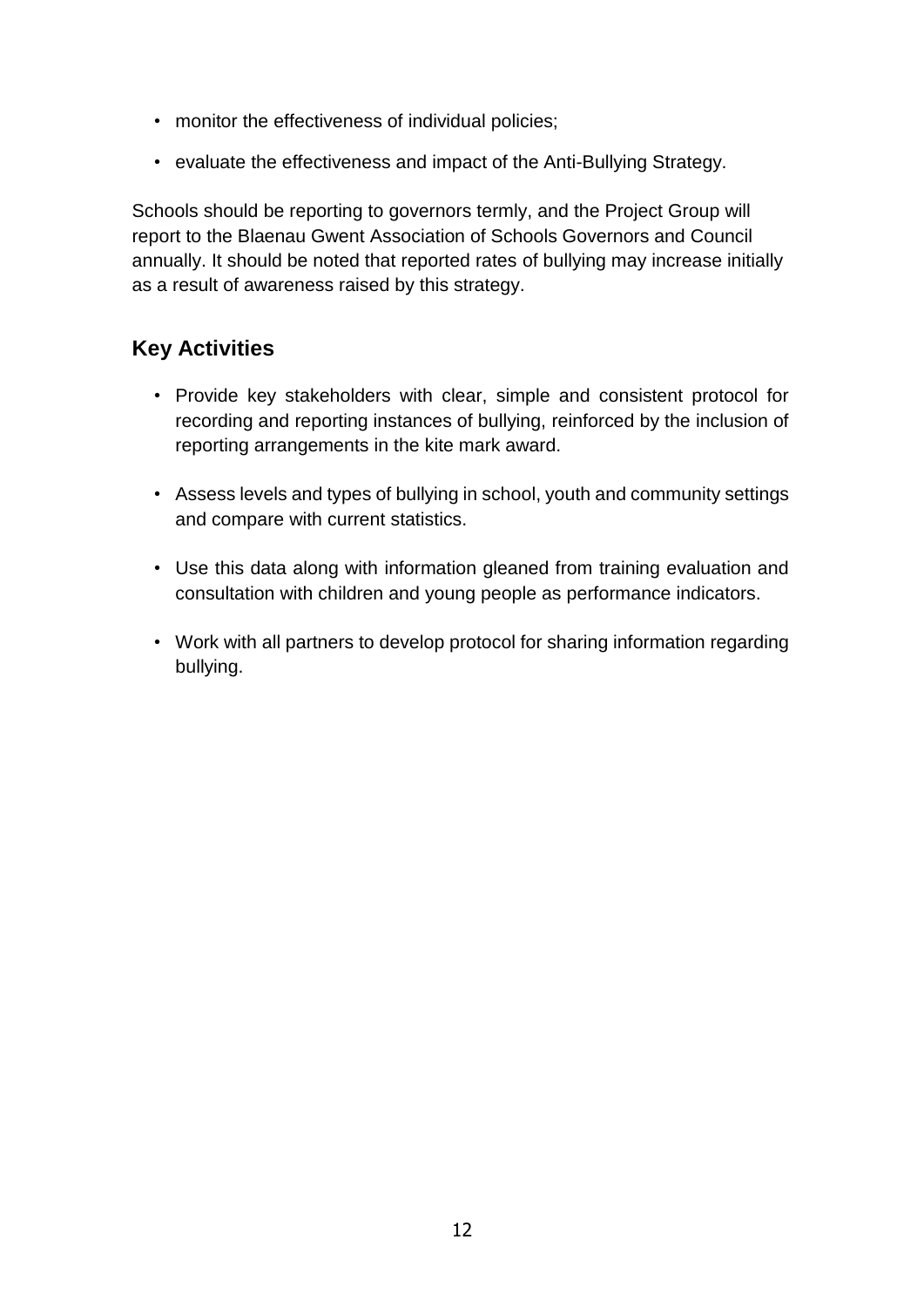- monitor the effectiveness of individual policies;
- evaluate the effectiveness and impact of the Anti-Bullying Strategy.

Schools should be reporting to governors termly, and the Project Group will report to the Blaenau Gwent Association of Schools Governors and Council annually. It should be noted that reported rates of bullying may increase initially as a result of awareness raised by this strategy.

## Key Activities

- Provide key stakeholders with clear, simple and consistent protocol for recording and reporting instances of bullying, reinforced by the inclusion of reporting arrangements in the kite mark award.
- Assess levels and types of bullying in school, youth and community settings and compare with current statistics.
- Use this data along with information gleaned from training evaluation and consultation with children and young people as performance indicators.
- Work with all partners to develop protocol for sharing information regarding bullying.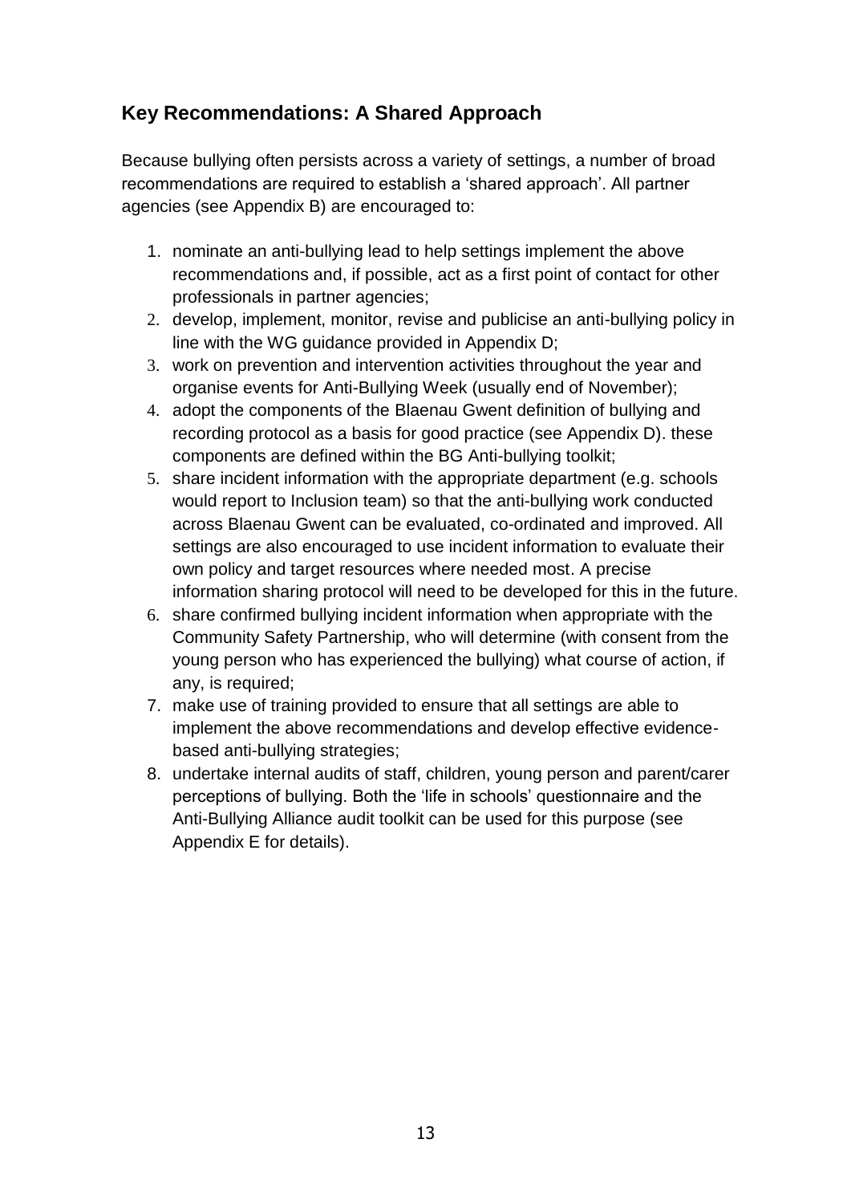## Key Recommendations: A Shared Approach

Because bullying often persists across a variety of settings, a number of broad recommendations are required to establish a 'shared approach'. All partner agencies (see Appendix B) are encouraged to:

1. nominate an anti-bullying lead to help settings implement the above recommendations and, if possible, act as a first point of contact for other professionals in partner agencies;
2. develop, implement, monitor, revise and publicise an anti-bullying policy in line with the WG guidance provided in Appendix D;
3. work on prevention and intervention activities throughout the year and organise events for Anti-Bullying Week (usually end of November);
4. adopt the components of the Blaenau Gwent definition of bullying and recording protocol as a basis for good practice (see Appendix D). these components are defined within the BG Anti-bullying toolkit;
5. share incident information with the appropriate department (e.g. schools would report to Inclusion team) so that the anti-bullying work conducted across Blaenau Gwent can be evaluated, co-ordinated and improved. All settings are also encouraged to use incident information to evaluate their own policy and target resources where needed most. A precise information sharing protocol will need to be developed for this in the future.
6. share confirmed bullying incident information when appropriate with the Community Safety Partnership, who will determine (with consent from the young person who has experienced the bullying) what course of action, if any, is required;
7. make use of training provided to ensure that all settings are able to implement the above recommendations and develop effective evidence-based anti-bullying strategies;
8. undertake internal audits of staff, children, young person and parent/carer perceptions of bullying. Both the 'life in schools' questionnaire and the Anti-Bullying Alliance audit toolkit can be used for this purpose (see Appendix E for details).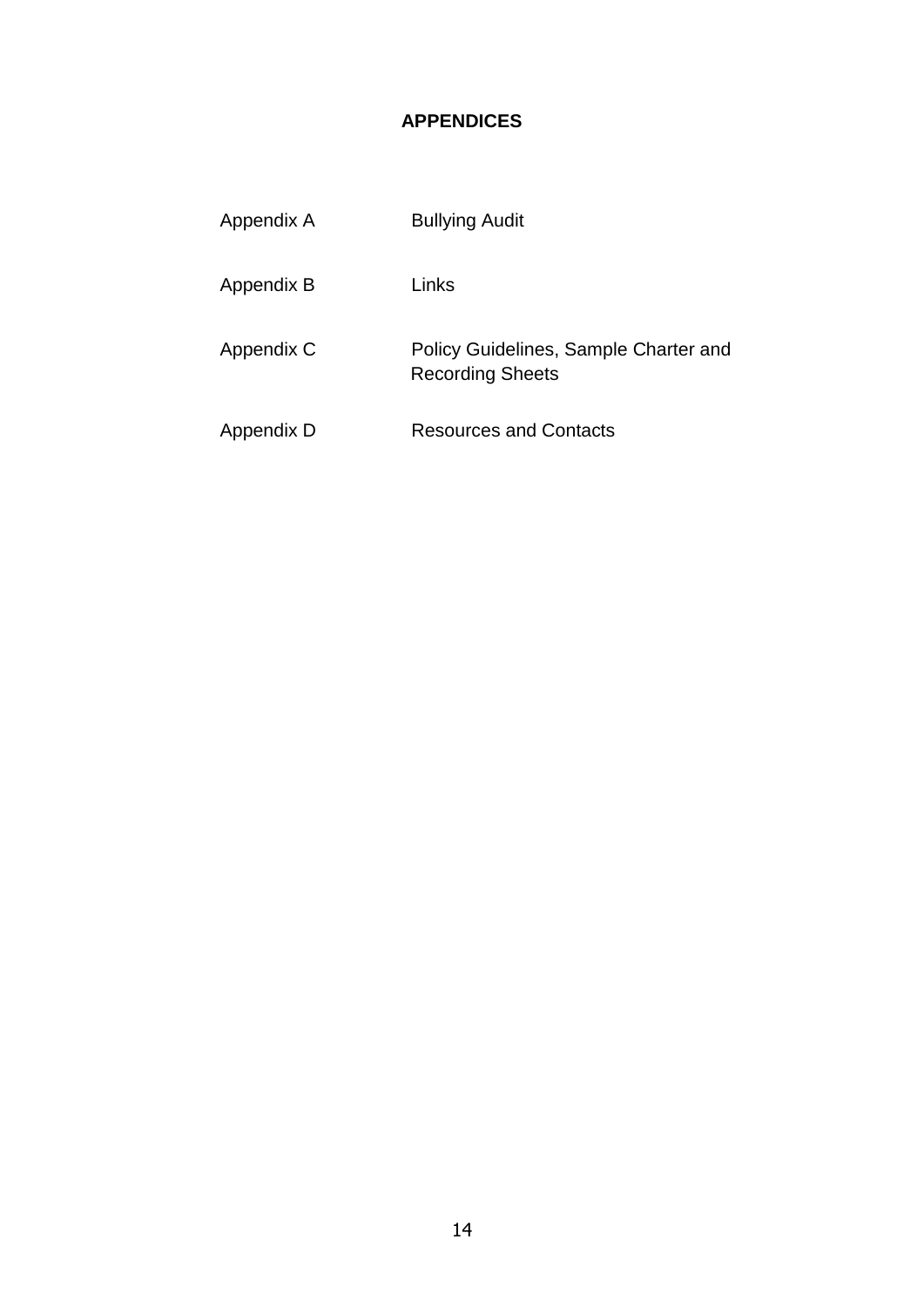# APPENDICES

| | |
|---|---|
| Appendix A | Bullying Audit |
| Appendix B | Links |
| Appendix C | Policy Guidelines, Sample Charter and Recording Sheets |
| Appendix D | Resources and Contacts |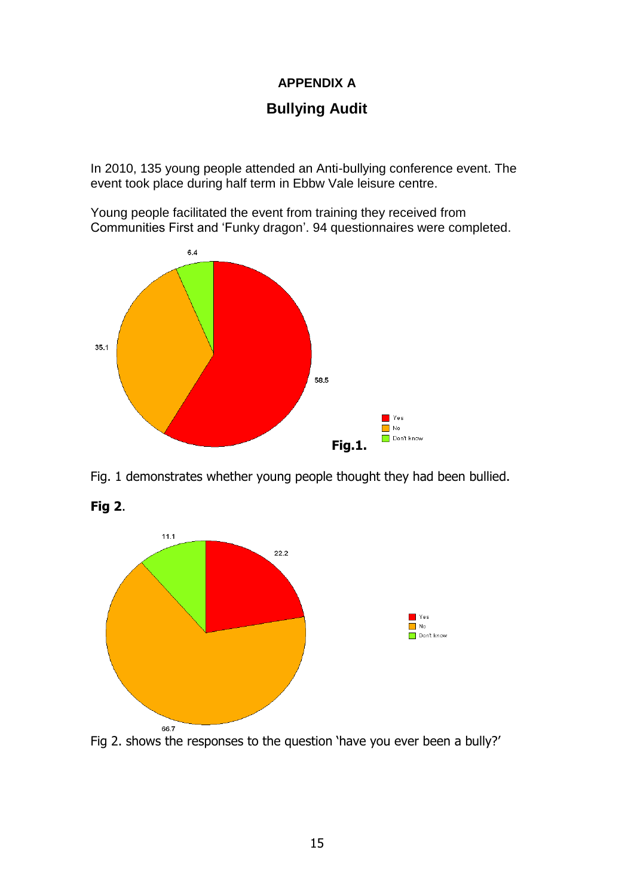# APPENDIX A

## Bullying Audit

In 2010, 135 young people attended an Anti-bullying conference event. The event took place during half term in Ebbw Vale leisure centre.

Young people facilitated the event from training they received from Communities First and 'Funky dragon'. 94 questionnaires were completed.

6.4

35.1

58.5

Yes
No
Don't know

**Fig.1.**

Fig. 1 demonstrates whether young people thought they had been bullied.

**Fig 2**.

11.1

22.2

Yes
No
Don't know

66.7

Fig 2. shows the responses to the question 'have you ever been a bully?'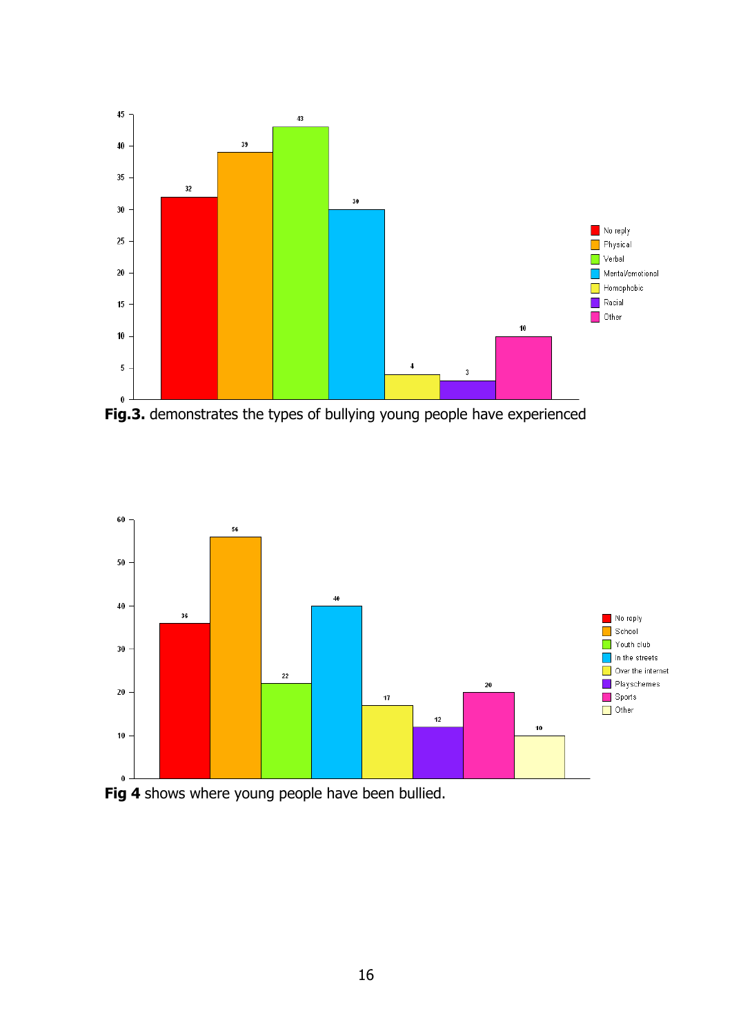**Fig.3.** demonstrates the types of bullying young people have experienced

**Fig 4** shows where young people have been bullied.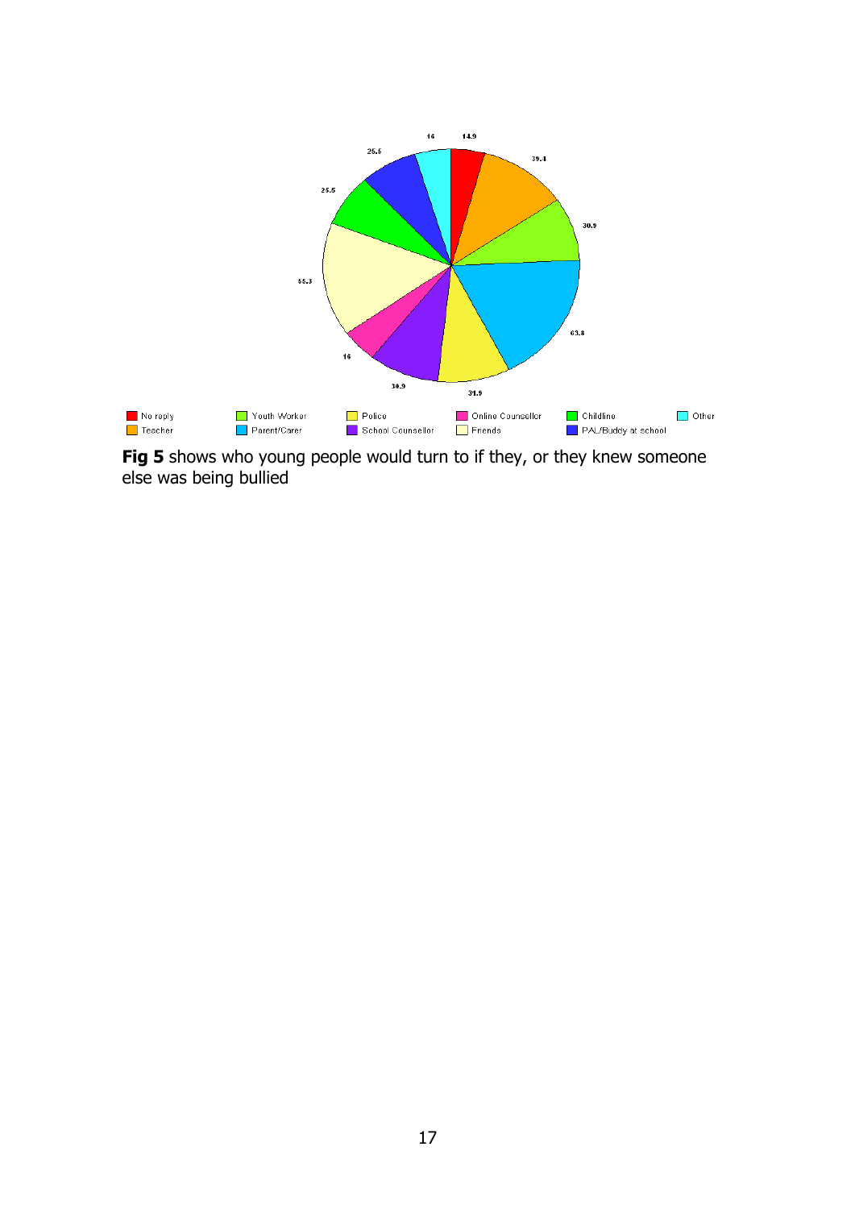**Fig 5** shows who young people would turn to if they, or they knew someone else was being bullied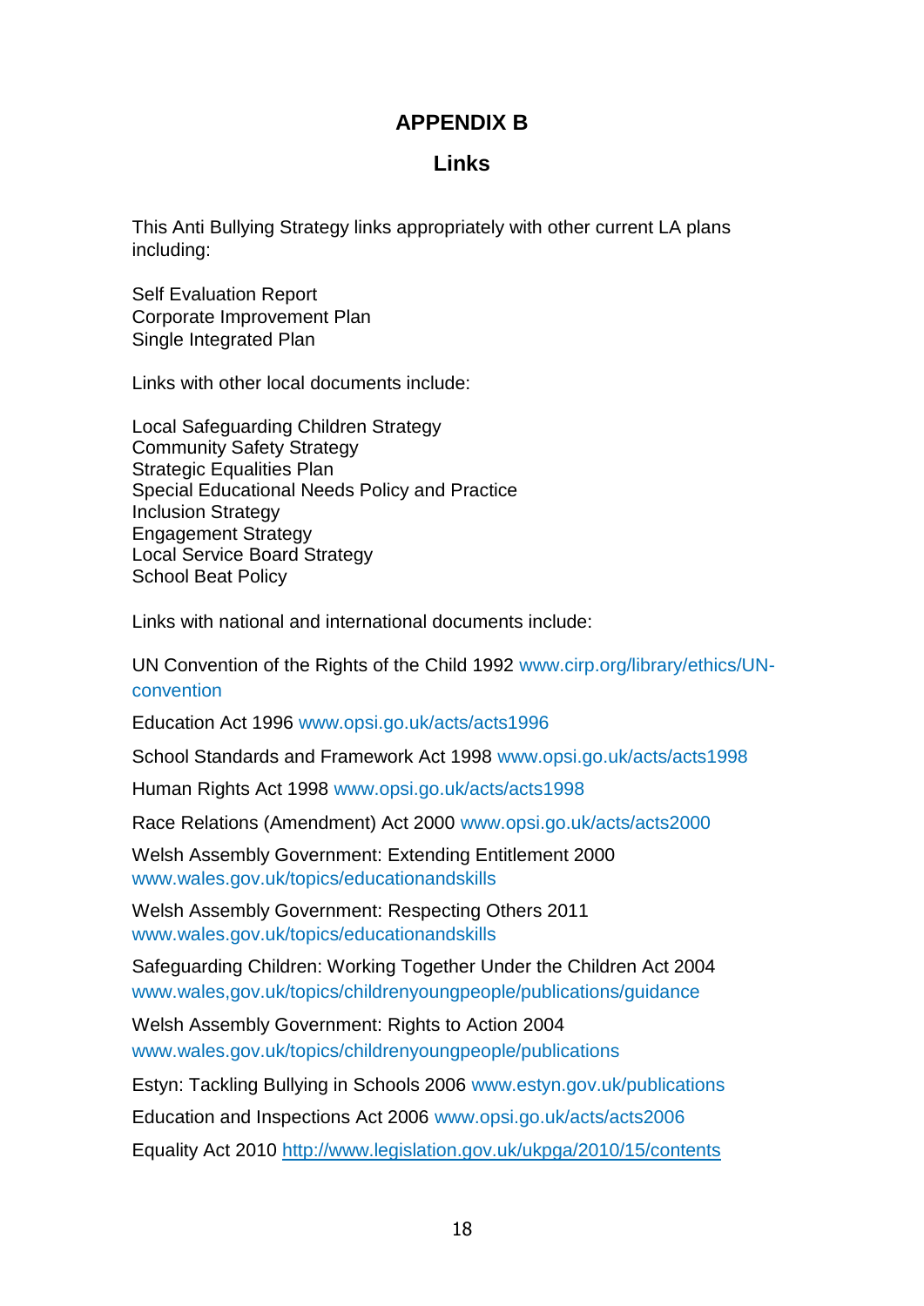# APPENDIX B

## Links

This Anti Bullying Strategy links appropriately with other current LA plans including:

Self Evaluation Report
Corporate Improvement Plan
Single Integrated Plan

Links with other local documents include:

Local Safeguarding Children Strategy
Community Safety Strategy
Strategic Equalities Plan
Special Educational Needs Policy and Practice
Inclusion Strategy
Engagement Strategy
Local Service Board Strategy
School Beat Policy

Links with national and international documents include:

UN Convention of the Rights of the Child 1992 www.cirp.org/library/ethics/UN-convention

Education Act 1996 www.opsi.go.uk/acts/acts1996

School Standards and Framework Act 1998 www.opsi.go.uk/acts/acts1998

Human Rights Act 1998 www.opsi.go.uk/acts/acts1998

Race Relations (Amendment) Act 2000 www.opsi.go.uk/acts/acts2000

Welsh Assembly Government: Extending Entitlement 2000 www.wales.gov.uk/topics/educationandskills

Welsh Assembly Government: Respecting Others 2011 www.wales.gov.uk/topics/educationandskills

Safeguarding Children: Working Together Under the Children Act 2004 www.wales,gov.uk/topics/childrenyoungpeople/publications/guidance

Welsh Assembly Government: Rights to Action 2004 www.wales.gov.uk/topics/childrenyoungpeople/publications

Estyn: Tackling Bullying in Schools 2006 www.estyn.gov.uk/publications

Education and Inspections Act 2006 www.opsi.go.uk/acts/acts2006

Equality Act 2010 http://www.legislation.gov.uk/ukpga/2010/15/contents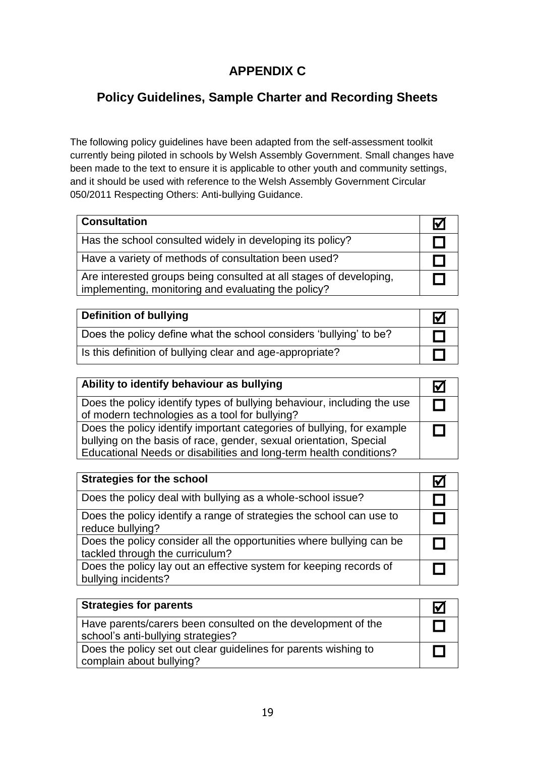# APPENDIX C

## Policy Guidelines, Sample Charter and Recording Sheets

The following policy guidelines have been adapted from the self-assessment toolkit currently being piloted in schools by Welsh Assembly Government. Small changes have been made to the text to ensure it is applicable to other youth and community settings, and it should be used with reference to the Welsh Assembly Government Circular 050/2011 Respecting Others: Anti-bullying Guidance.

| **Consultation** | ☑ |
|---|---|
| Has the school consulted widely in developing its policy? | ☐ |
| Have a variety of methods of consultation been used? | ☐ |
| Are interested groups being consulted at all stages of developing, implementing, monitoring and evaluating the policy? | ☐ |

| **Definition of bullying** | ☑ |
|---|---|
| Does the policy define what the school considers 'bullying' to be? | ☐ |
| Is this definition of bullying clear and age-appropriate? | ☐ |

| **Ability to identify behaviour as bullying** | ☑ |
|---|---|
| Does the policy identify types of bullying behaviour, including the use of modern technologies as a tool for bullying? | ☐ |
| Does the policy identify important categories of bullying, for example bullying on the basis of race, gender, sexual orientation, Special Educational Needs or disabilities and long-term health conditions? | ☐ |

| **Strategies for the school** | ☑ |
|---|---|
| Does the policy deal with bullying as a whole-school issue? | ☐ |
| Does the policy identify a range of strategies the school can use to reduce bullying? | ☐ |
| Does the policy consider all the opportunities where bullying can be tackled through the curriculum? | ☐ |
| Does the policy lay out an effective system for keeping records of bullying incidents? | ☐ |

| **Strategies for parents** | ☑ |
|---|---|
| Have parents/carers been consulted on the development of the school's anti-bullying strategies? | ☐ |
| Does the policy set out clear guidelines for parents wishing to complain about bullying? | ☐ |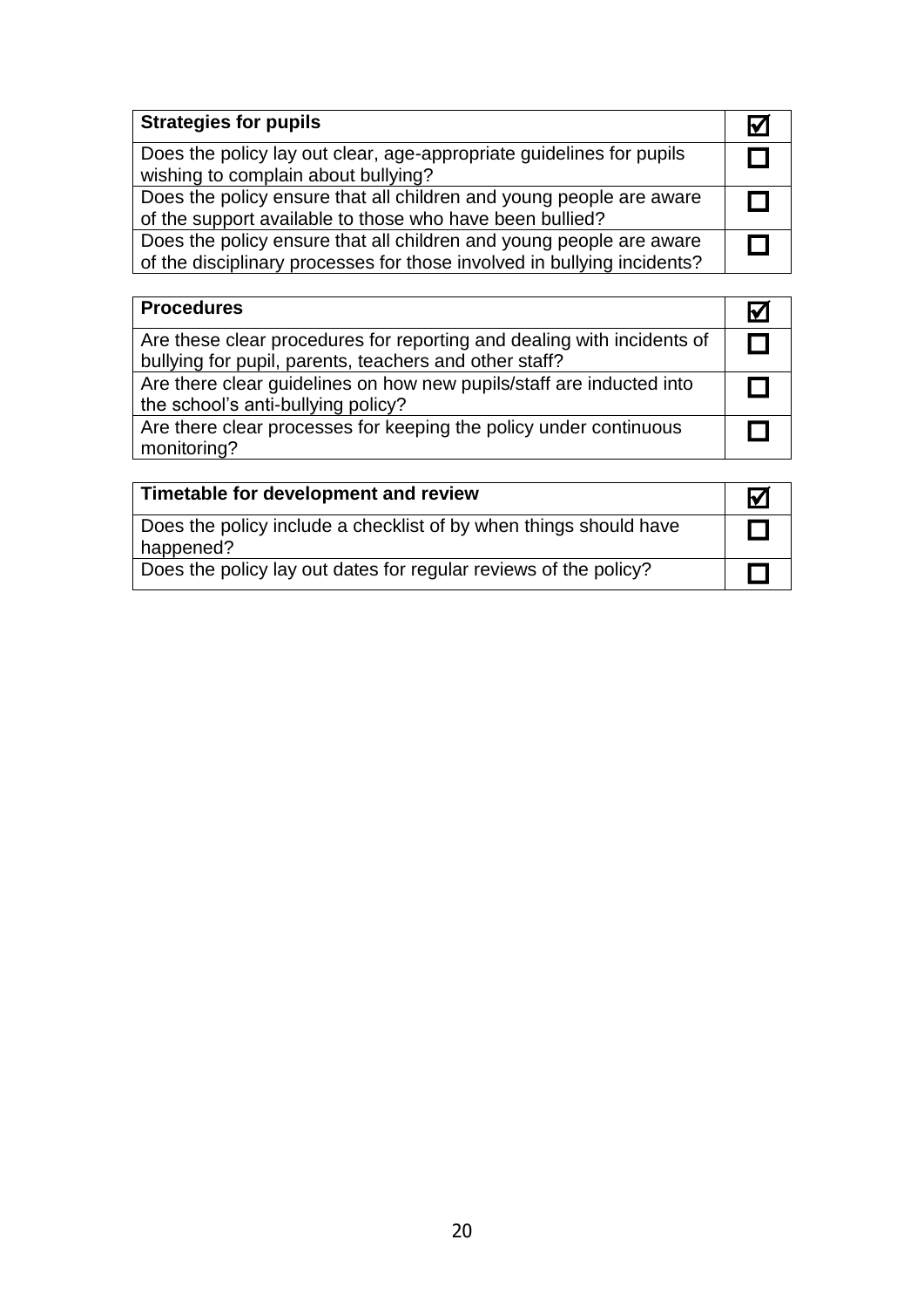| Strategies for pupils | ☑ |
| --- | --- |
| Does the policy lay out clear, age-appropriate guidelines for pupils wishing to complain about bullying? | ☐ |
| Does the policy ensure that all children and young people are aware of the support available to those who have been bullied? | ☐ |
| Does the policy ensure that all children and young people are aware of the disciplinary processes for those involved in bullying incidents? | ☐ |

| Procedures | ☑ |
| --- | --- |
| Are these clear procedures for reporting and dealing with incidents of bullying for pupil, parents, teachers and other staff? | ☐ |
| Are there clear guidelines on how new pupils/staff are inducted into the school's anti-bullying policy? | ☐ |
| Are there clear processes for keeping the policy under continuous monitoring? | ☐ |

| Timetable for development and review | ☑ |
| --- | --- |
| Does the policy include a checklist of by when things should have happened? | ☐ |
| Does the policy lay out dates for regular reviews of the policy? | ☐ |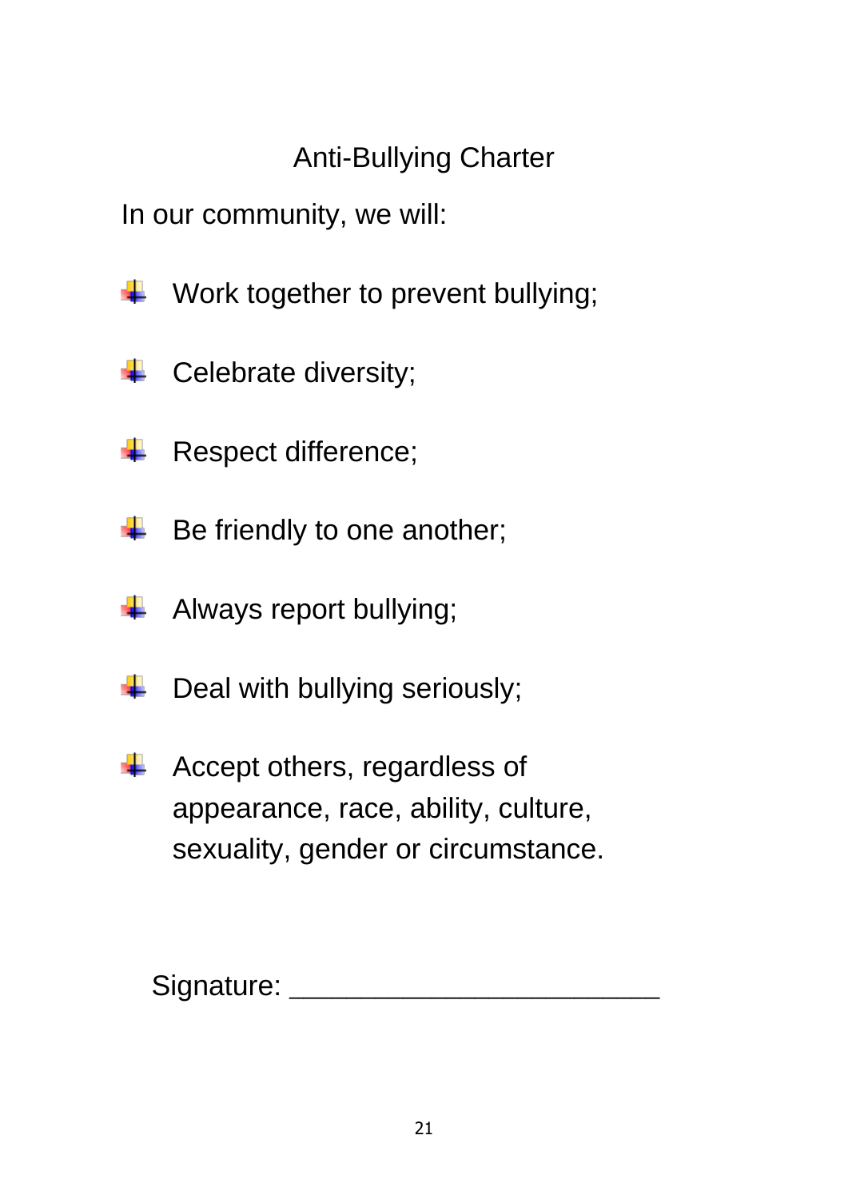# Anti-Bullying Charter

In our community, we will:

- Work together to prevent bullying;
- Celebrate diversity;
- Respect difference;
- Be friendly to one another;
- Always report bullying;
- Deal with bullying seriously;
- Accept others, regardless of appearance, race, ability, culture, sexuality, gender or circumstance.

Signature: _______________________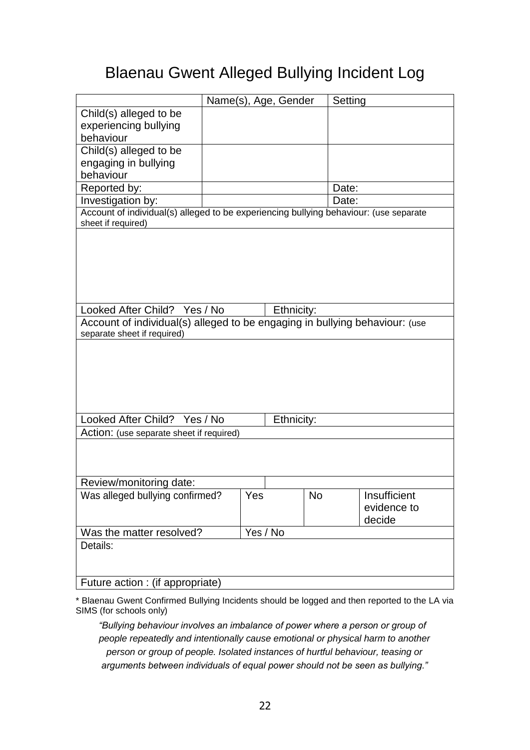# Blaenau Gwent Alleged Bullying Incident Log

| | Name(s), Age, Gender | | | | Setting | |
|---|---|---|---|---|---|---|
| Child(s) alleged to be experiencing bullying behaviour | | | | | | |
| Child(s) alleged to be engaging in bullying behaviour | | | | | | |
| Reported by: | | | | | Date: | |
| Investigation by: | | | | | Date: | |
| Account of individual(s) alleged to be experiencing bullying behaviour: (use separate sheet if required) | | | | | | |
| | | | | | | |
| Looked After Child? Yes / No | | | Ethnicity: | | | |
| Account of individual(s) alleged to be engaging in bullying behaviour: (use separate sheet if required) | | | | | | |
| | | | | | | |
| Looked After Child? Yes / No | | | Ethnicity: | | | |
| Action: (use separate sheet if required) | | | | | | |
| | | | | | | |
| Review/monitoring date: | | | | | | |
| Was alleged bullying confirmed? | | Yes | | No | | Insufficient evidence to decide |
| Was the matter resolved? | | Yes / No | | | | |
| Details: | | | | | | |
| Future action : (if appropriate) | | | | | | |

\* Blaenau Gwent Confirmed Bullying Incidents should be logged and then reported to the LA via SIMS (for schools only)

*"Bullying behaviour involves an imbalance of power where a person or group of people repeatedly and intentionally cause emotional or physical harm to another person or group of people. Isolated instances of hurtful behaviour, teasing or arguments between individuals of equal power should not be seen as bullying."*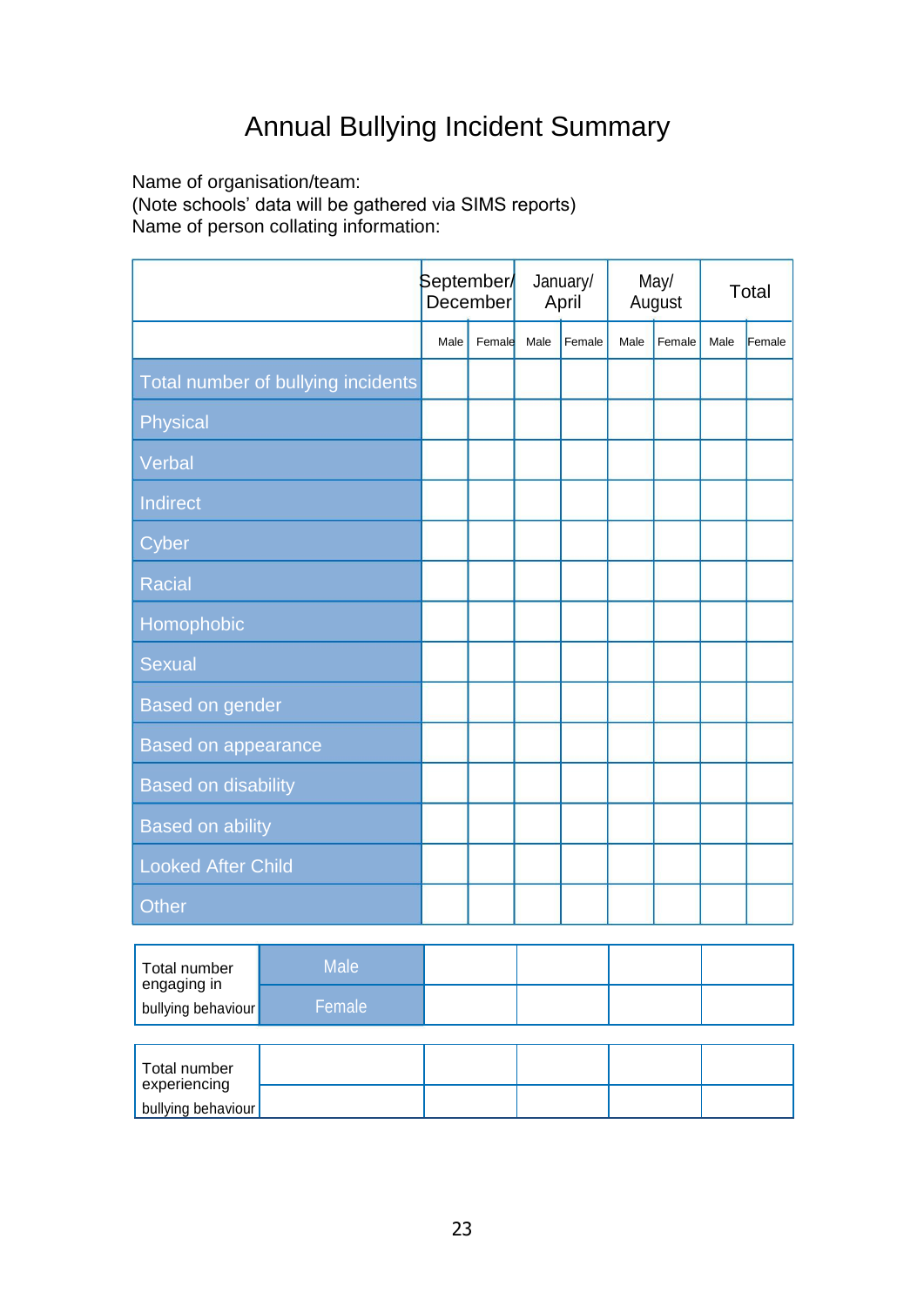# Annual Bullying Incident Summary

Name of organisation/team:
(Note schools' data will be gathered via SIMS reports)
Name of person collating information:

| | September/ December | | January/ April | | May/ August | | Total | |
|---|---|---|---|---|---|---|---|---|
| | Male | Female | Male | Female | Male | Female | Male | Female |
| Total number of bullying incidents | | | | | | | | |
| Physical | | | | | | | | |
| Verbal | | | | | | | | |
| Indirect | | | | | | | | |
| Cyber | | | | | | | | |
| Racial | | | | | | | | |
| Homophobic | | | | | | | | |
| Sexual | | | | | | | | |
| Based on gender | | | | | | | | |
| Based on appearance | | | | | | | | |
| Based on disability | | | | | | | | |
| Based on ability | | | | | | | | |
| Looked After Child | | | | | | | | |
| Other | | | | | | | | |

| Total number engaging in bullying behaviour | | | | | |
|---|---|---|---|---|---|
| | Male | | | | |
| | Female | | | | |

| Total number experiencing bullying behaviour | | | | | |
|---|---|---|---|---|---|
| | | | | | |
| | | | | | |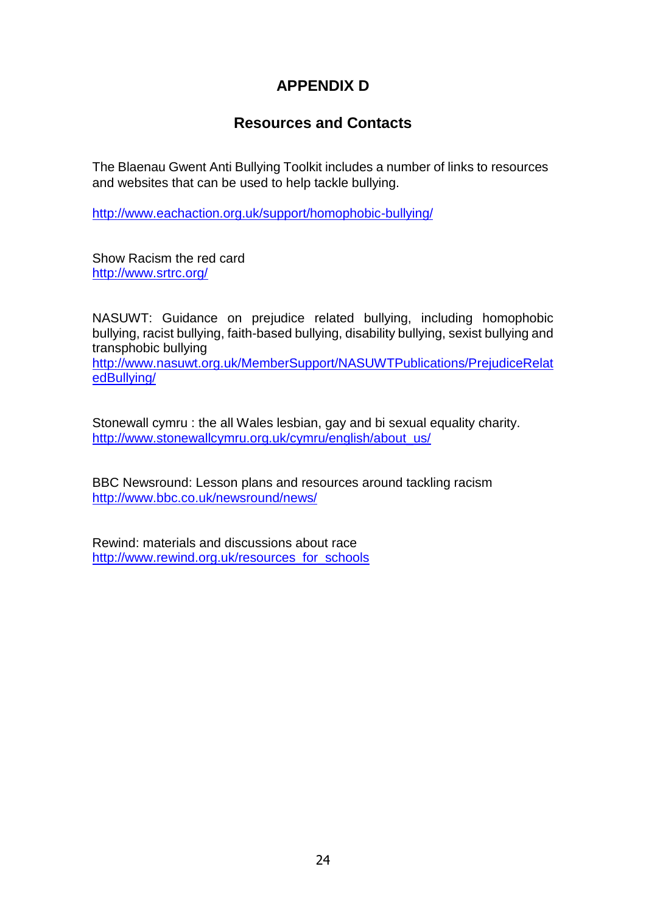# APPENDIX D

## Resources and Contacts

The Blaenau Gwent Anti Bullying Toolkit includes a number of links to resources and websites that can be used to help tackle bullying.

http://www.eachaction.org.uk/support/homophobic-bullying/

Show Racism the red card
http://www.srtrc.org/

NASUWT: Guidance on prejudice related bullying, including homophobic bullying, racist bullying, faith-based bullying, disability bullying, sexist bullying and transphobic bullying
http://www.nasuwt.org.uk/MemberSupport/NASUWTPublications/PrejudiceRelatedBullying/

Stonewall cymru : the all Wales lesbian, gay and bi sexual equality charity.
http://www.stonewallcymru.org.uk/cymru/english/about_us/

BBC Newsround: Lesson plans and resources around tackling racism
http://www.bbc.co.uk/newsround/news/

Rewind: materials and discussions about race
http://www.rewind.org.uk/resources_for_schools